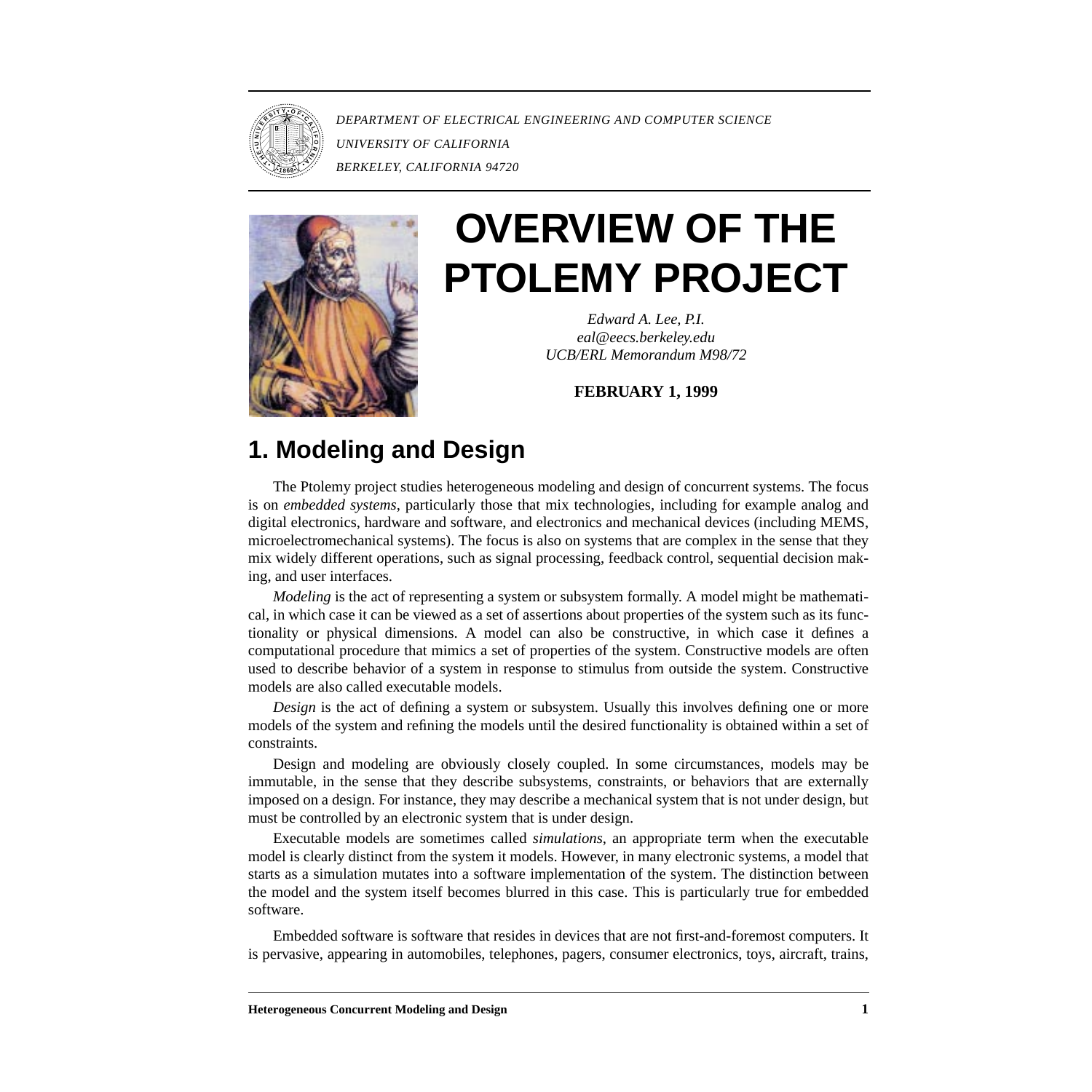DEPARTMENT OF ELECTRICAL ENGINEERING AND COMPUTER SCIENCE
UNIVERSITY OF CALIFORNIA
BERKELEY, CALIFORNIA 94720

# OVERVIEW OF THE PTOLEMY PROJECT

*Edward A. Lee, P.I.*
*eal@eecs.berkeley.edu*
*UCB/ERL Memorandum M98/72*

**FEBRUARY 1, 1999**

## 1. Modeling and Design

The Ptolemy project studies heterogeneous modeling and design of concurrent systems. The focus is on *embedded systems*, particularly those that mix technologies, including for example analog and digital electronics, hardware and software, and electronics and mechanical devices (including MEMS, microelectromechanical systems). The focus is also on systems that are complex in the sense that they mix widely different operations, such as signal processing, feedback control, sequential decision making, and user interfaces.

*Modeling* is the act of representing a system or subsystem formally. A model might be mathematical, in which case it can be viewed as a set of assertions about properties of the system such as its functionality or physical dimensions. A model can also be constructive, in which case it defines a computational procedure that mimics a set of properties of the system. Constructive models are often used to describe behavior of a system in response to stimulus from outside the system. Constructive models are also called executable models.

*Design* is the act of defining a system or subsystem. Usually this involves defining one or more models of the system and refining the models until the desired functionality is obtained within a set of constraints.

Design and modeling are obviously closely coupled. In some circumstances, models may be immutable, in the sense that they describe subsystems, constraints, or behaviors that are externally imposed on a design. For instance, they may describe a mechanical system that is not under design, but must be controlled by an electronic system that is under design.

Executable models are sometimes called *simulations*, an appropriate term when the executable model is clearly distinct from the system it models. However, in many electronic systems, a model that starts as a simulation mutates into a software implementation of the system. The distinction between the model and the system itself becomes blurred in this case. This is particularly true for embedded software.

Embedded software is software that resides in devices that are not first-and-foremost computers. It is pervasive, appearing in automobiles, telephones, pagers, consumer electronics, toys, aircraft, trains,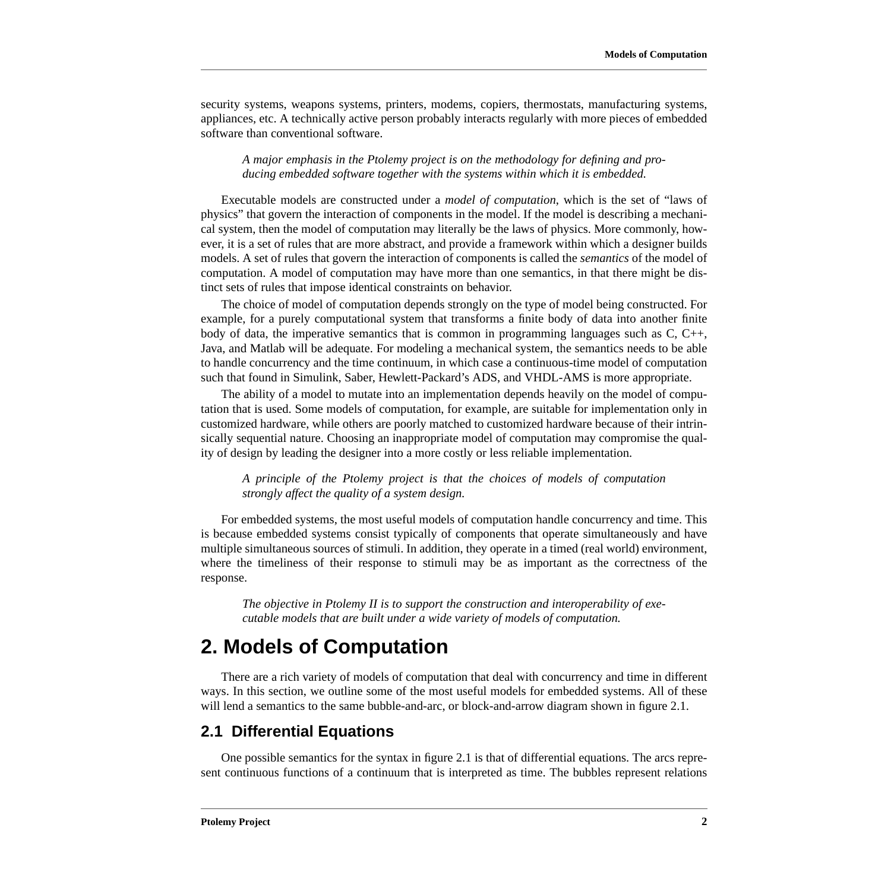security systems, weapons systems, printers, modems, copiers, thermostats, manufacturing systems, appliances, etc. A technically active person probably interacts regularly with more pieces of embedded software than conventional software.

> *A major emphasis in the Ptolemy project is on the methodology for defining and producing embedded software together with the systems within which it is embedded.*

Executable models are constructed under a *model of computation*, which is the set of "laws of physics" that govern the interaction of components in the model. If the model is describing a mechanical system, then the model of computation may literally be the laws of physics. More commonly, however, it is a set of rules that are more abstract, and provide a framework within which a designer builds models. A set of rules that govern the interaction of components is called the *semantics* of the model of computation. A model of computation may have more than one semantics, in that there might be distinct sets of rules that impose identical constraints on behavior.

The choice of model of computation depends strongly on the type of model being constructed. For example, for a purely computational system that transforms a finite body of data into another finite body of data, the imperative semantics that is common in programming languages such as C, C++, Java, and Matlab will be adequate. For modeling a mechanical system, the semantics needs to be able to handle concurrency and the time continuum, in which case a continuous-time model of computation such that found in Simulink, Saber, Hewlett-Packard's ADS, and VHDL-AMS is more appropriate.

The ability of a model to mutate into an implementation depends heavily on the model of computation that is used. Some models of computation, for example, are suitable for implementation only in customized hardware, while others are poorly matched to customized hardware because of their intrinsically sequential nature. Choosing an inappropriate model of computation may compromise the quality of design by leading the designer into a more costly or less reliable implementation.

> *A principle of the Ptolemy project is that the choices of models of computation strongly affect the quality of a system design.*

For embedded systems, the most useful models of computation handle concurrency and time. This is because embedded systems consist typically of components that operate simultaneously and have multiple simultaneous sources of stimuli. In addition, they operate in a timed (real world) environment, where the timeliness of their response to stimuli may be as important as the correctness of the response.

> *The objective in Ptolemy II is to support the construction and interoperability of executable models that are built under a wide variety of models of computation.*

# 2. Models of Computation

There are a rich variety of models of computation that deal with concurrency and time in different ways. In this section, we outline some of the most useful models for embedded systems. All of these will lend a semantics to the same bubble-and-arc, or block-and-arrow diagram shown in figure 2.1.

## 2.1 Differential Equations

One possible semantics for the syntax in figure 2.1 is that of differential equations. The arcs represent continuous functions of a continuum that is interpreted as time. The bubbles represent relations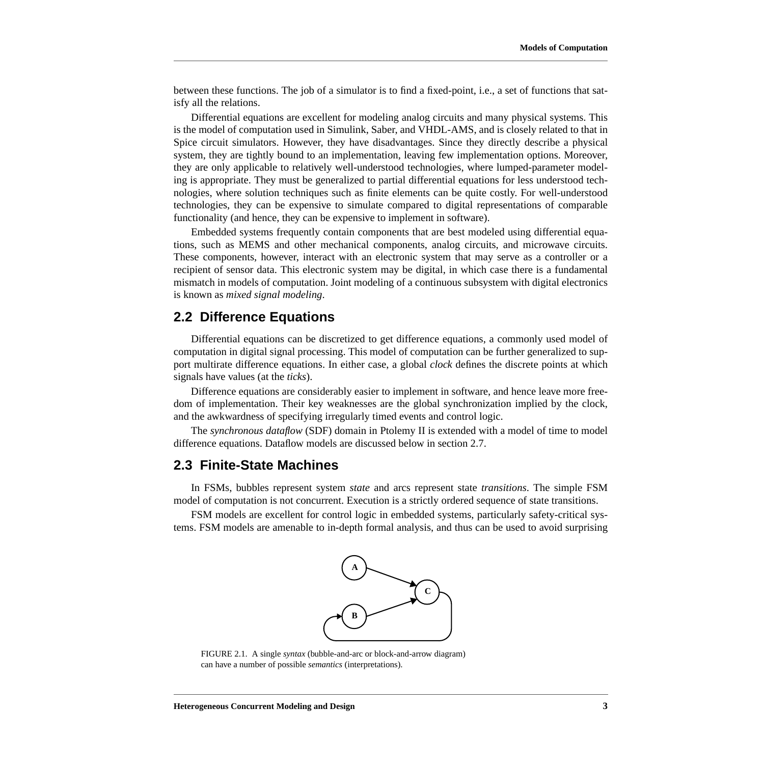between these functions. The job of a simulator is to find a fixed-point, i.e., a set of functions that satisfy all the relations.

Differential equations are excellent for modeling analog circuits and many physical systems. This is the model of computation used in Simulink, Saber, and VHDL-AMS, and is closely related to that in Spice circuit simulators. However, they have disadvantages. Since they directly describe a physical system, they are tightly bound to an implementation, leaving few implementation options. Moreover, they are only applicable to relatively well-understood technologies, where lumped-parameter modeling is appropriate. They must be generalized to partial differential equations for less understood technologies, where solution techniques such as finite elements can be quite costly. For well-understood technologies, they can be expensive to simulate compared to digital representations of comparable functionality (and hence, they can be expensive to implement in software).

Embedded systems frequently contain components that are best modeled using differential equations, such as MEMS and other mechanical components, analog circuits, and microwave circuits. These components, however, interact with an electronic system that may serve as a controller or a recipient of sensor data. This electronic system may be digital, in which case there is a fundamental mismatch in models of computation. Joint modeling of a continuous subsystem with digital electronics is known as *mixed signal modeling*.

## 2.2 Difference Equations

Differential equations can be discretized to get difference equations, a commonly used model of computation in digital signal processing. This model of computation can be further generalized to support multirate difference equations. In either case, a global *clock* defines the discrete points at which signals have values (at the *ticks*).

Difference equations are considerably easier to implement in software, and hence leave more freedom of implementation. Their key weaknesses are the global synchronization implied by the clock, and the awkwardness of specifying irregularly timed events and control logic.

The *synchronous dataflow* (SDF) domain in Ptolemy II is extended with a model of time to model difference equations. Dataflow models are discussed below in section 2.7.

## 2.3 Finite-State Machines

In FSMs, bubbles represent system *state* and arcs represent state *transitions*. The simple FSM model of computation is not concurrent. Execution is a strictly ordered sequence of state transitions.

FSM models are excellent for control logic in embedded systems, particularly safety-critical systems. FSM models are amenable to in-depth formal analysis, and thus can be used to avoid surprising

FIGURE 2.1. A single *syntax* (bubble-and-arc or block-and-arrow diagram) can have a number of possible *semantics* (interpretations).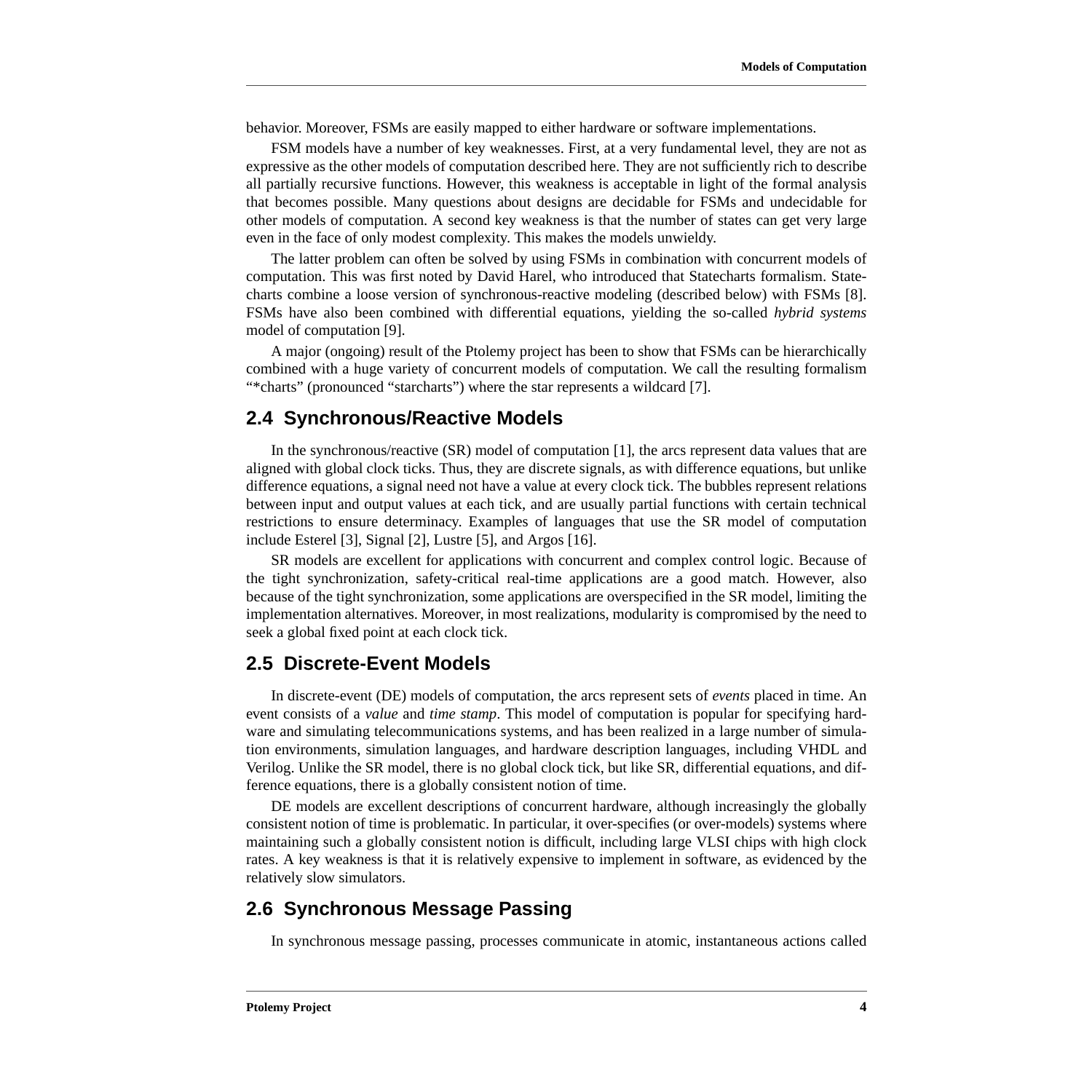behavior. Moreover, FSMs are easily mapped to either hardware or software implementations.

FSM models have a number of key weaknesses. First, at a very fundamental level, they are not as expressive as the other models of computation described here. They are not sufficiently rich to describe all partially recursive functions. However, this weakness is acceptable in light of the formal analysis that becomes possible. Many questions about designs are decidable for FSMs and undecidable for other models of computation. A second key weakness is that the number of states can get very large even in the face of only modest complexity. This makes the models unwieldy.

The latter problem can often be solved by using FSMs in combination with concurrent models of computation. This was first noted by David Harel, who introduced that Statecharts formalism. Statecharts combine a loose version of synchronous-reactive modeling (described below) with FSMs [8]. FSMs have also been combined with differential equations, yielding the so-called *hybrid systems* model of computation [9].

A major (ongoing) result of the Ptolemy project has been to show that FSMs can be hierarchically combined with a huge variety of concurrent models of computation. We call the resulting formalism "*charts" (pronounced "starcharts") where the star represents a wildcard [7].

## 2.4 Synchronous/Reactive Models

In the synchronous/reactive (SR) model of computation [1], the arcs represent data values that are aligned with global clock ticks. Thus, they are discrete signals, as with difference equations, but unlike difference equations, a signal need not have a value at every clock tick. The bubbles represent relations between input and output values at each tick, and are usually partial functions with certain technical restrictions to ensure determinacy. Examples of languages that use the SR model of computation include Esterel [3], Signal [2], Lustre [5], and Argos [16].

SR models are excellent for applications with concurrent and complex control logic. Because of the tight synchronization, safety-critical real-time applications are a good match. However, also because of the tight synchronization, some applications are overspecified in the SR model, limiting the implementation alternatives. Moreover, in most realizations, modularity is compromised by the need to seek a global fixed point at each clock tick.

## 2.5 Discrete-Event Models

In discrete-event (DE) models of computation, the arcs represent sets of *events* placed in time. An event consists of a *value* and *time stamp*. This model of computation is popular for specifying hardware and simulating telecommunications systems, and has been realized in a large number of simulation environments, simulation languages, and hardware description languages, including VHDL and Verilog. Unlike the SR model, there is no global clock tick, but like SR, differential equations, and difference equations, there is a globally consistent notion of time.

DE models are excellent descriptions of concurrent hardware, although increasingly the globally consistent notion of time is problematic. In particular, it over-specifies (or over-models) systems where maintaining such a globally consistent notion is difficult, including large VLSI chips with high clock rates. A key weakness is that it is relatively expensive to implement in software, as evidenced by the relatively slow simulators.

## 2.6 Synchronous Message Passing

In synchronous message passing, processes communicate in atomic, instantaneous actions called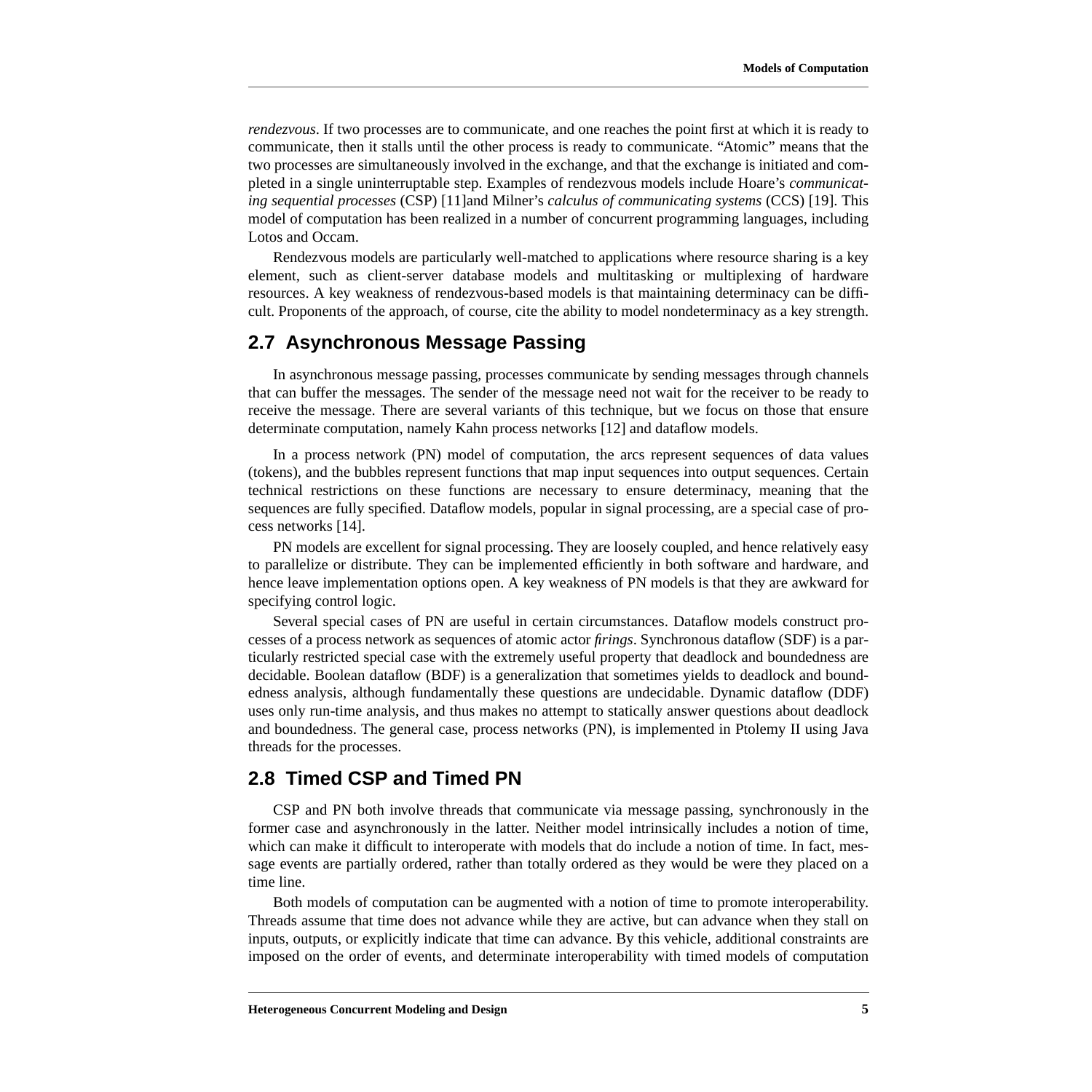*rendezvous*. If two processes are to communicate, and one reaches the point first at which it is ready to communicate, then it stalls until the other process is ready to communicate. "Atomic" means that the two processes are simultaneously involved in the exchange, and that the exchange is initiated and completed in a single uninterruptable step. Examples of rendezvous models include Hoare's *communicating sequential processes* (CSP) [11]and Milner's *calculus of communicating systems* (CCS) [19]. This model of computation has been realized in a number of concurrent programming languages, including Lotos and Occam.

Rendezvous models are particularly well-matched to applications where resource sharing is a key element, such as client-server database models and multitasking or multiplexing of hardware resources. A key weakness of rendezvous-based models is that maintaining determinacy can be difficult. Proponents of the approach, of course, cite the ability to model nondeterminacy as a key strength.

## 2.7 Asynchronous Message Passing

In asynchronous message passing, processes communicate by sending messages through channels that can buffer the messages. The sender of the message need not wait for the receiver to be ready to receive the message. There are several variants of this technique, but we focus on those that ensure determinate computation, namely Kahn process networks [12] and dataflow models.

In a process network (PN) model of computation, the arcs represent sequences of data values (tokens), and the bubbles represent functions that map input sequences into output sequences. Certain technical restrictions on these functions are necessary to ensure determinacy, meaning that the sequences are fully specified. Dataflow models, popular in signal processing, are a special case of process networks [14].

PN models are excellent for signal processing. They are loosely coupled, and hence relatively easy to parallelize or distribute. They can be implemented efficiently in both software and hardware, and hence leave implementation options open. A key weakness of PN models is that they are awkward for specifying control logic.

Several special cases of PN are useful in certain circumstances. Dataflow models construct processes of a process network as sequences of atomic actor *firings*. Synchronous dataflow (SDF) is a particularly restricted special case with the extremely useful property that deadlock and boundedness are decidable. Boolean dataflow (BDF) is a generalization that sometimes yields to deadlock and boundedness analysis, although fundamentally these questions are undecidable. Dynamic dataflow (DDF) uses only run-time analysis, and thus makes no attempt to statically answer questions about deadlock and boundedness. The general case, process networks (PN), is implemented in Ptolemy II using Java threads for the processes.

## 2.8 Timed CSP and Timed PN

CSP and PN both involve threads that communicate via message passing, synchronously in the former case and asynchronously in the latter. Neither model intrinsically includes a notion of time, which can make it difficult to interoperate with models that do include a notion of time. In fact, message events are partially ordered, rather than totally ordered as they would be were they placed on a time line.

Both models of computation can be augmented with a notion of time to promote interoperability. Threads assume that time does not advance while they are active, but can advance when they stall on inputs, outputs, or explicitly indicate that time can advance. By this vehicle, additional constraints are imposed on the order of events, and determinate interoperability with timed models of computation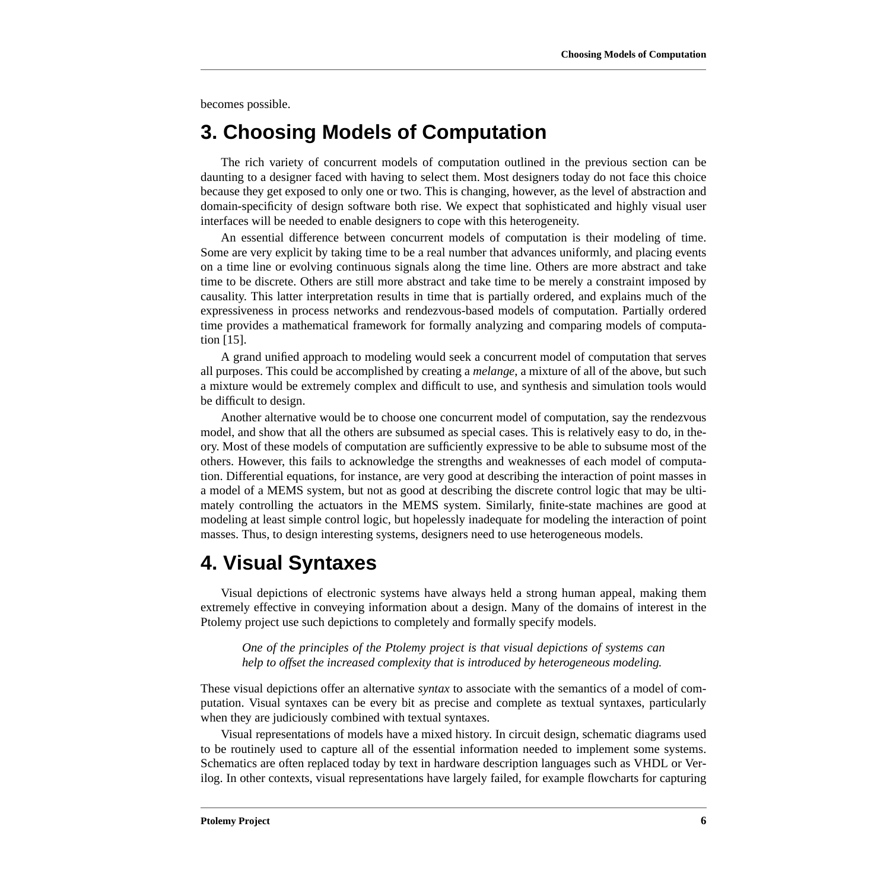becomes possible.

# 3. Choosing Models of Computation

The rich variety of concurrent models of computation outlined in the previous section can be daunting to a designer faced with having to select them. Most designers today do not face this choice because they get exposed to only one or two. This is changing, however, as the level of abstraction and domain-specificity of design software both rise. We expect that sophisticated and highly visual user interfaces will be needed to enable designers to cope with this heterogeneity.

An essential difference between concurrent models of computation is their modeling of time. Some are very explicit by taking time to be a real number that advances uniformly, and placing events on a time line or evolving continuous signals along the time line. Others are more abstract and take time to be discrete. Others are still more abstract and take time to be merely a constraint imposed by causality. This latter interpretation results in time that is partially ordered, and explains much of the expressiveness in process networks and rendezvous-based models of computation. Partially ordered time provides a mathematical framework for formally analyzing and comparing models of computation [15].

A grand unified approach to modeling would seek a concurrent model of computation that serves all purposes. This could be accomplished by creating a *melange*, a mixture of all of the above, but such a mixture would be extremely complex and difficult to use, and synthesis and simulation tools would be difficult to design.

Another alternative would be to choose one concurrent model of computation, say the rendezvous model, and show that all the others are subsumed as special cases. This is relatively easy to do, in theory. Most of these models of computation are sufficiently expressive to be able to subsume most of the others. However, this fails to acknowledge the strengths and weaknesses of each model of computation. Differential equations, for instance, are very good at describing the interaction of point masses in a model of a MEMS system, but not as good at describing the discrete control logic that may be ultimately controlling the actuators in the MEMS system. Similarly, finite-state machines are good at modeling at least simple control logic, but hopelessly inadequate for modeling the interaction of point masses. Thus, to design interesting systems, designers need to use heterogeneous models.

# 4. Visual Syntaxes

Visual depictions of electronic systems have always held a strong human appeal, making them extremely effective in conveying information about a design. Many of the domains of interest in the Ptolemy project use such depictions to completely and formally specify models.

> *One of the principles of the Ptolemy project is that visual depictions of systems can help to offset the increased complexity that is introduced by heterogeneous modeling.*

These visual depictions offer an alternative *syntax* to associate with the semantics of a model of computation. Visual syntaxes can be every bit as precise and complete as textual syntaxes, particularly when they are judiciously combined with textual syntaxes.

Visual representations of models have a mixed history. In circuit design, schematic diagrams used to be routinely used to capture all of the essential information needed to implement some systems. Schematics are often replaced today by text in hardware description languages such as VHDL or Verilog. In other contexts, visual representations have largely failed, for example flowcharts for capturing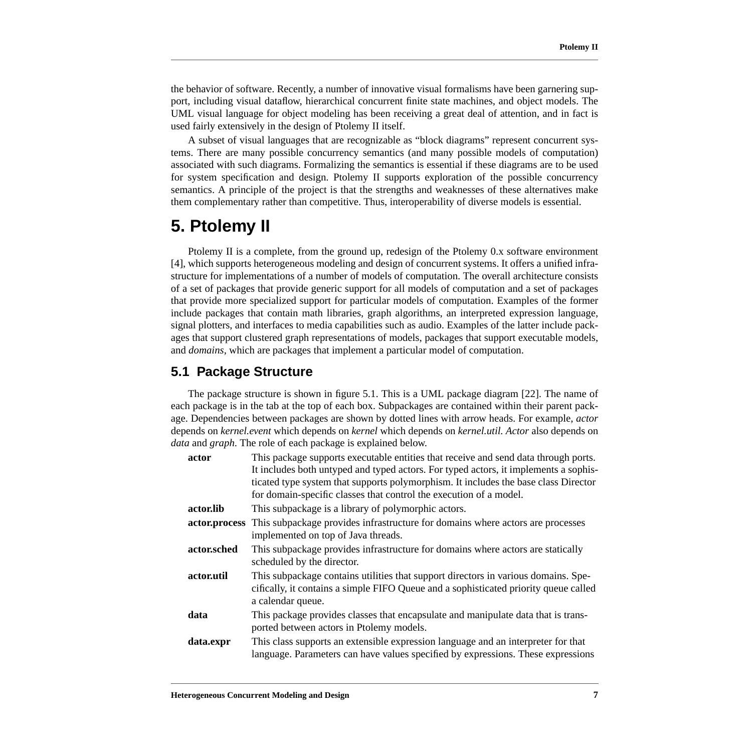the behavior of software. Recently, a number of innovative visual formalisms have been garnering support, including visual dataflow, hierarchical concurrent finite state machines, and object models. The UML visual language for object modeling has been receiving a great deal of attention, and in fact is used fairly extensively in the design of Ptolemy II itself.

A subset of visual languages that are recognizable as "block diagrams" represent concurrent systems. There are many possible concurrency semantics (and many possible models of computation) associated with such diagrams. Formalizing the semantics is essential if these diagrams are to be used for system specification and design. Ptolemy II supports exploration of the possible concurrency semantics. A principle of the project is that the strengths and weaknesses of these alternatives make them complementary rather than competitive. Thus, interoperability of diverse models is essential.

# 5. Ptolemy II

Ptolemy II is a complete, from the ground up, redesign of the Ptolemy 0.x software environment [4], which supports heterogeneous modeling and design of concurrent systems. It offers a unified infrastructure for implementations of a number of models of computation. The overall architecture consists of a set of packages that provide generic support for all models of computation and a set of packages that provide more specialized support for particular models of computation. Examples of the former include packages that contain math libraries, graph algorithms, an interpreted expression language, signal plotters, and interfaces to media capabilities such as audio. Examples of the latter include packages that support clustered graph representations of models, packages that support executable models, and *domains*, which are packages that implement a particular model of computation.

## 5.1 Package Structure

The package structure is shown in figure 5.1. This is a UML package diagram [22]. The name of each package is in the tab at the top of each box. Subpackages are contained within their parent package. Dependencies between packages are shown by dotted lines with arrow heads. For example, *actor* depends on *kernel.event* which depends on *kernel* which depends on *kernel.util. Actor* also depends on *data* and *graph*. The role of each package is explained below.

**actor** — This package supports executable entities that receive and send data through ports. It includes both untyped and typed actors. For typed actors, it implements a sophisticated type system that supports polymorphism. It includes the base class Director for domain-specific classes that control the execution of a model.

**actor.lib** — This subpackage is a library of polymorphic actors.

**actor.process** — This subpackage provides infrastructure for domains where actors are processes implemented on top of Java threads.

**actor.sched** — This subpackage provides infrastructure for domains where actors are statically scheduled by the director.

**actor.util** — This subpackage contains utilities that support directors in various domains. Specifically, it contains a simple FIFO Queue and a sophisticated priority queue called a calendar queue.

**data** — This package provides classes that encapsulate and manipulate data that is transported between actors in Ptolemy models.

**data.expr** — This class supports an extensible expression language and an interpreter for that language. Parameters can have values specified by expressions. These expressions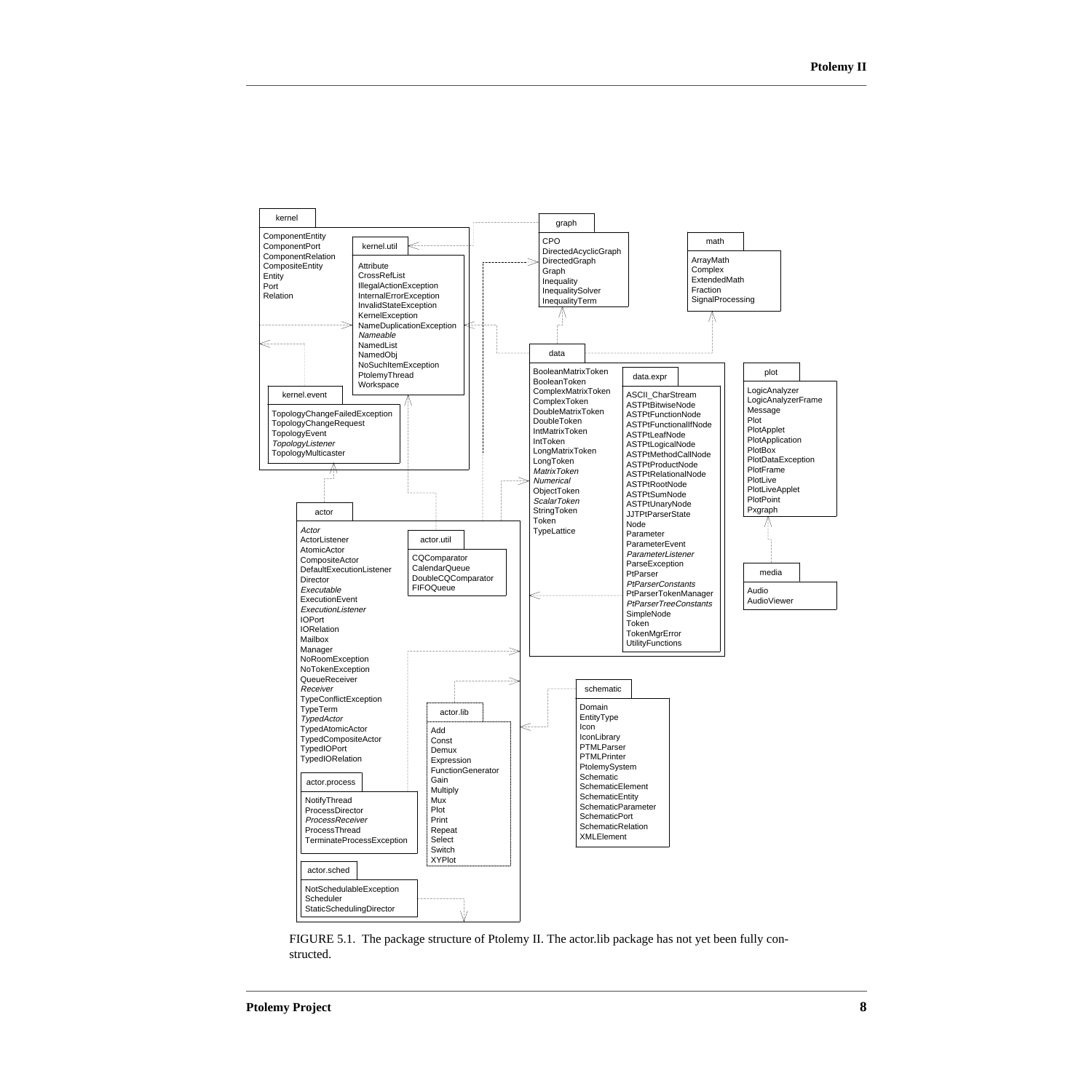kernel

ComponentEntity
ComponentPort
ComponentRelation
CompositeEntity
Entity
Port
Relation

kernel.util

Attribute
CrossRefList
IllegalActionException
InternalErrorException
InvalidStateException
KernelException
NameDuplicationException
*Nameable*
NamedList
NamedObj
NoSuchItemException
PtolemyThread
Workspace

kernel.event

TopologyChangeFailedException
TopologyChangeRequest
TopologyEvent
*TopologyListener*
TopologyMulticaster

graph

CPO
DirectedAcyclicGraph
DirectedGraph
Graph
Inequality
InequalitySolver
InequalityTerm

math

ArrayMath
Complex
ExtendedMath
Fraction
SignalProcessing

data

BooleanMatrixToken
BooleanToken
ComplexMatrixToken
ComplexToken
DoubleMatrixToken
DoubleToken
IntMatrixToken
IntToken
LongMatrixToken
LongToken
*MatrixToken*
*Numerical*
ObjectToken
*ScalarToken*
StringToken
Token
TypeLattice

data.expr

ASCII_CharStream
ASTPtBitwiseNode
ASTPtFunctionNode
ASTPtFunctionalIfNode
ASTPtLeafNode
ASTPtLogicalNode
ASTPtMethodCallNode
ASTPtProductNode
ASTPtRelationalNode
ASTPtRootNode
ASTPtSumNode
ASTPtUnaryNode
JJTPtParserState
Node
Parameter
ParameterEvent
*ParameterListener*
ParseException
PtParser
*PtParserConstants*
PtParserTokenManager
*PtParserTreeConstants*
SimpleNode
Token
TokenMgrError
UtilityFunctions

plot

LogicAnalyzer
LogicAnalyzerFrame
Message
Plot
PlotApplet
PlotApplication
PlotBox
PlotDataException
PlotFrame
PlotLive
PlotLiveApplet
PlotPoint
Pxgraph

media

Audio
AudioViewer

actor

*Actor*
ActorListener
AtomicActor
CompositeActor
DefaultExecutionListener
Director
*Executable*
ExecutionEvent
*ExecutionListener*
IOPort
IORelation
Mailbox
Manager
NoRoomException
NoTokenException
QueueReceiver
*Receiver*
TypeConflictException
TypeTerm
*TypedActor*
TypedAtomicActor
TypedCompositeActor
TypedIOPort
TypedIORelation

actor.util

CQComparator
CalendarQueue
DoubleCQComparator
FIFOQueue

actor.lib

Add
Const
Demux
Expression
FunctionGenerator
Gain
Multiply
Mux
Plot
Print
Repeat
Select
Switch
XYPlot

actor.process

NotifyThread
ProcessDirector
*ProcessReceiver*
ProcessThread
TerminateProcessException

actor.sched

NotSchedulableException
Scheduler
StaticSchedulingDirector

schematic

Domain
EntityType
Icon
IconLibrary
PTMLParser
PTMLPrinter
PtolemySystem
Schematic
SchematicElement
SchematicEntity
SchematicParameter
SchematicPort
SchematicRelation
XMLElement

FIGURE 5.1. The package structure of Ptolemy II. The actor.lib package has not yet been fully constructed.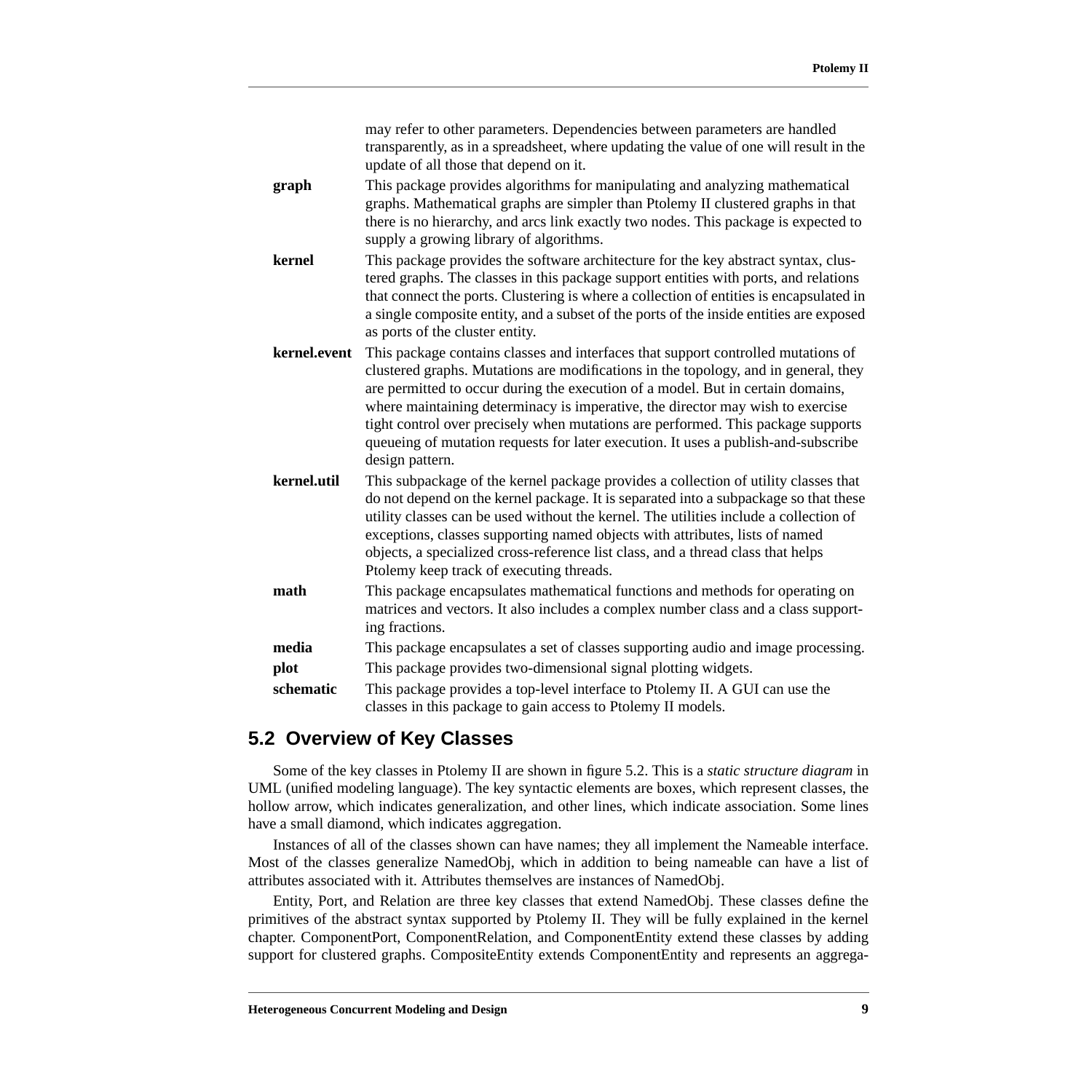may refer to other parameters. Dependencies between parameters are handled transparently, as in a spreadsheet, where updating the value of one will result in the update of all those that depend on it.

**graph** This package provides algorithms for manipulating and analyzing mathematical graphs. Mathematical graphs are simpler than Ptolemy II clustered graphs in that there is no hierarchy, and arcs link exactly two nodes. This package is expected to supply a growing library of algorithms.

**kernel** This package provides the software architecture for the key abstract syntax, clustered graphs. The classes in this package support entities with ports, and relations that connect the ports. Clustering is where a collection of entities is encapsulated in a single composite entity, and a subset of the ports of the inside entities are exposed as ports of the cluster entity.

**kernel.event** This package contains classes and interfaces that support controlled mutations of clustered graphs. Mutations are modifications in the topology, and in general, they are permitted to occur during the execution of a model. But in certain domains, where maintaining determinacy is imperative, the director may wish to exercise tight control over precisely when mutations are performed. This package supports queueing of mutation requests for later execution. It uses a publish-and-subscribe design pattern.

**kernel.util** This subpackage of the kernel package provides a collection of utility classes that do not depend on the kernel package. It is separated into a subpackage so that these utility classes can be used without the kernel. The utilities include a collection of exceptions, classes supporting named objects with attributes, lists of named objects, a specialized cross-reference list class, and a thread class that helps Ptolemy keep track of executing threads.

**math** This package encapsulates mathematical functions and methods for operating on matrices and vectors. It also includes a complex number class and a class supporting fractions.

**media** This package encapsulates a set of classes supporting audio and image processing.

**plot** This package provides two-dimensional signal plotting widgets.

**schematic** This package provides a top-level interface to Ptolemy II. A GUI can use the classes in this package to gain access to Ptolemy II models.

## 5.2 Overview of Key Classes

Some of the key classes in Ptolemy II are shown in figure 5.2. This is a *static structure diagram* in UML (unified modeling language). The key syntactic elements are boxes, which represent classes, the hollow arrow, which indicates generalization, and other lines, which indicate association. Some lines have a small diamond, which indicates aggregation.

Instances of all of the classes shown can have names; they all implement the Nameable interface. Most of the classes generalize NamedObj, which in addition to being nameable can have a list of attributes associated with it. Attributes themselves are instances of NamedObj.

Entity, Port, and Relation are three key classes that extend NamedObj. These classes define the primitives of the abstract syntax supported by Ptolemy II. They will be fully explained in the kernel chapter. ComponentPort, ComponentRelation, and ComponentEntity extend these classes by adding support for clustered graphs. CompositeEntity extends ComponentEntity and represents an aggrega-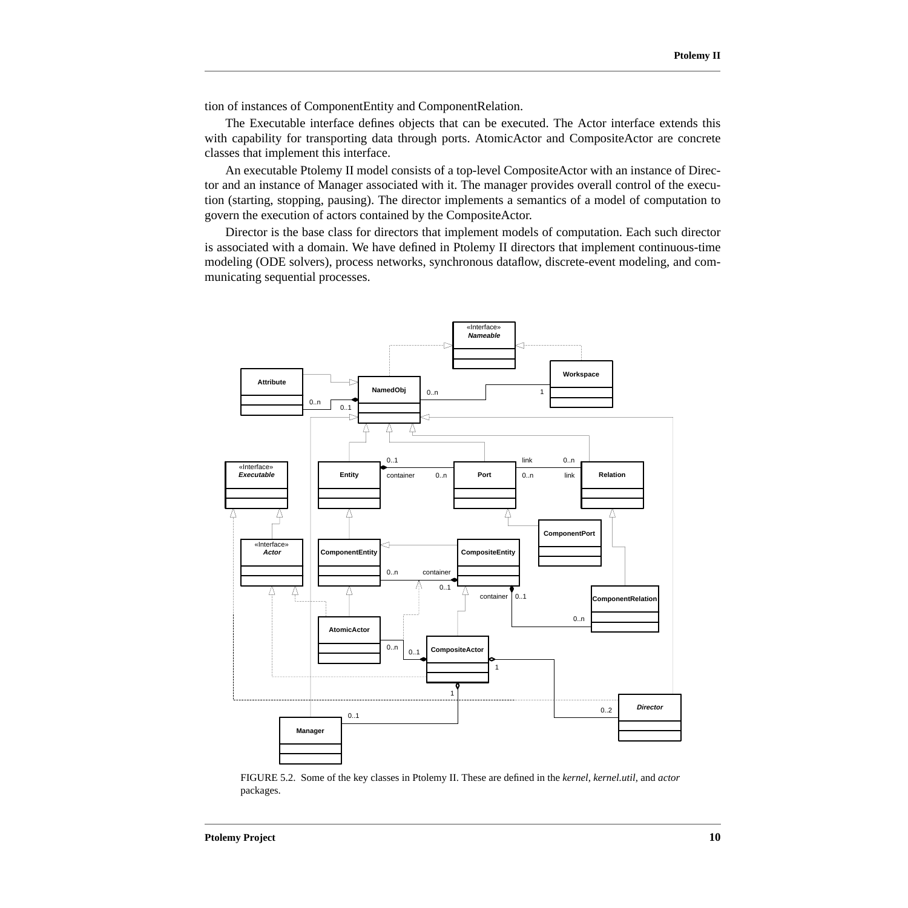tion of instances of ComponentEntity and ComponentRelation.

The Executable interface defines objects that can be executed. The Actor interface extends this with capability for transporting data through ports. AtomicActor and CompositeActor are concrete classes that implement this interface.

An executable Ptolemy II model consists of a top-level CompositeActor with an instance of Director and an instance of Manager associated with it. The manager provides overall control of the execution (starting, stopping, pausing). The director implements a semantics of a model of computation to govern the execution of actors contained by the CompositeActor.

Director is the base class for directors that implement models of computation. Each such director is associated with a domain. We have defined in Ptolemy II directors that implement continuous-time modeling (ODE solvers), process networks, synchronous dataflow, discrete-event modeling, and communicating sequential processes.

FIGURE 5.2. Some of the key classes in Ptolemy II. These are defined in the *kernel*, *kernel.util*, and *actor* packages.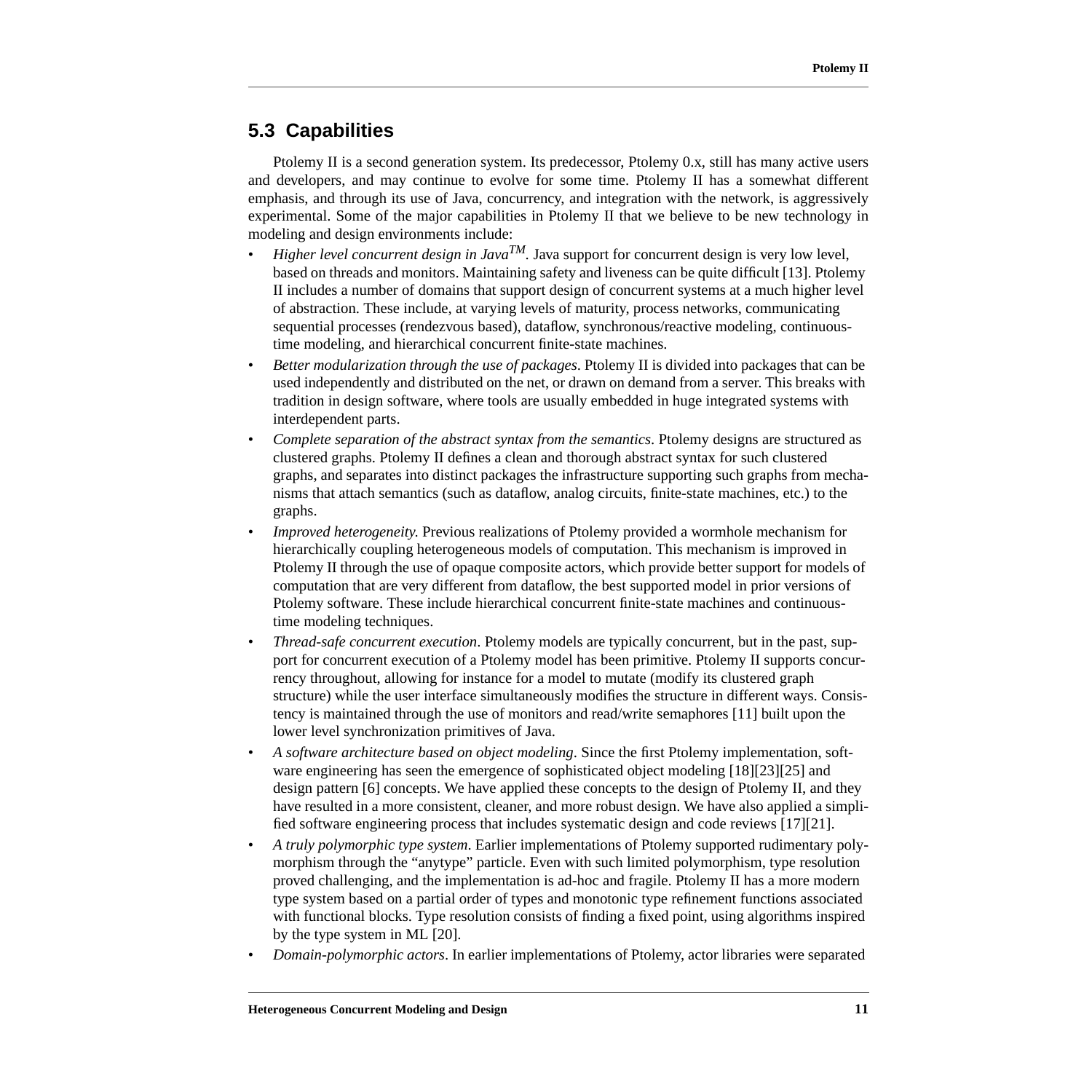## 5.3 Capabilities

Ptolemy II is a second generation system. Its predecessor, Ptolemy 0.x, still has many active users and developers, and may continue to evolve for some time. Ptolemy II has a somewhat different emphasis, and through its use of Java, concurrency, and integration with the network, is aggressively experimental. Some of the major capabilities in Ptolemy II that we believe to be new technology in modeling and design environments include:

- *Higher level concurrent design in Java$^{TM}$*. Java support for concurrent design is very low level, based on threads and monitors. Maintaining safety and liveness can be quite difficult [13]. Ptolemy II includes a number of domains that support design of concurrent systems at a much higher level of abstraction. These include, at varying levels of maturity, process networks, communicating sequential processes (rendezvous based), dataflow, synchronous/reactive modeling, continuous-time modeling, and hierarchical concurrent finite-state machines.
- *Better modularization through the use of packages*. Ptolemy II is divided into packages that can be used independently and distributed on the net, or drawn on demand from a server. This breaks with tradition in design software, where tools are usually embedded in huge integrated systems with interdependent parts.
- *Complete separation of the abstract syntax from the semantics*. Ptolemy designs are structured as clustered graphs. Ptolemy II defines a clean and thorough abstract syntax for such clustered graphs, and separates into distinct packages the infrastructure supporting such graphs from mechanisms that attach semantics (such as dataflow, analog circuits, finite-state machines, etc.) to the graphs.
- *Improved heterogeneity.* Previous realizations of Ptolemy provided a wormhole mechanism for hierarchically coupling heterogeneous models of computation. This mechanism is improved in Ptolemy II through the use of opaque composite actors, which provide better support for models of computation that are very different from dataflow, the best supported model in prior versions of Ptolemy software. These include hierarchical concurrent finite-state machines and continuous-time modeling techniques.
- *Thread-safe concurrent execution*. Ptolemy models are typically concurrent, but in the past, support for concurrent execution of a Ptolemy model has been primitive. Ptolemy II supports concurrency throughout, allowing for instance for a model to mutate (modify its clustered graph structure) while the user interface simultaneously modifies the structure in different ways. Consistency is maintained through the use of monitors and read/write semaphores [11] built upon the lower level synchronization primitives of Java.
- *A software architecture based on object modeling*. Since the first Ptolemy implementation, software engineering has seen the emergence of sophisticated object modeling [18][23][25] and design pattern [6] concepts. We have applied these concepts to the design of Ptolemy II, and they have resulted in a more consistent, cleaner, and more robust design. We have also applied a simplified software engineering process that includes systematic design and code reviews [17][21].
- *A truly polymorphic type system*. Earlier implementations of Ptolemy supported rudimentary polymorphism through the "anytype" particle. Even with such limited polymorphism, type resolution proved challenging, and the implementation is ad-hoc and fragile. Ptolemy II has a more modern type system based on a partial order of types and monotonic type refinement functions associated with functional blocks. Type resolution consists of finding a fixed point, using algorithms inspired by the type system in ML [20].
- *Domain-polymorphic actors*. In earlier implementations of Ptolemy, actor libraries were separated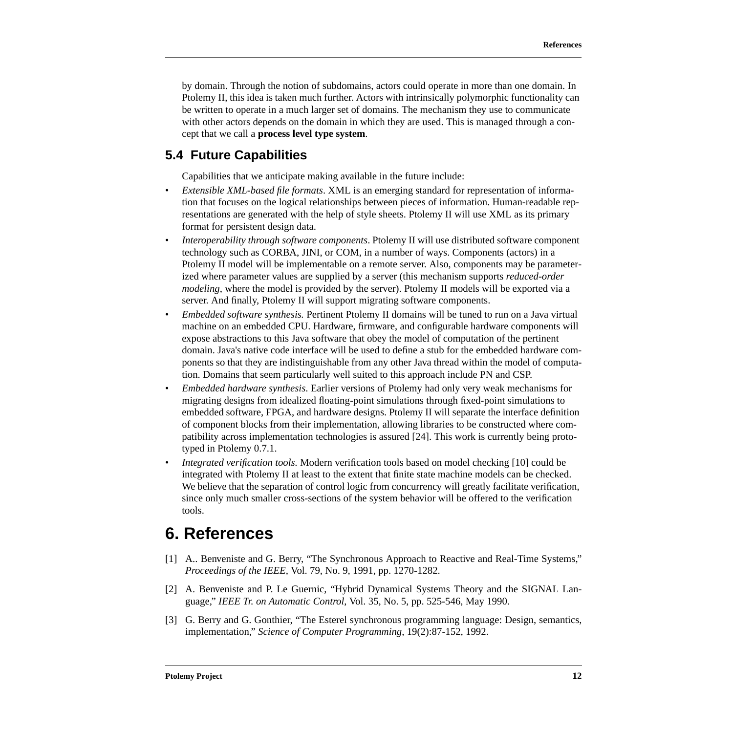by domain. Through the notion of subdomains, actors could operate in more than one domain. In Ptolemy II, this idea is taken much further. Actors with intrinsically polymorphic functionality can be written to operate in a much larger set of domains. The mechanism they use to communicate with other actors depends on the domain in which they are used. This is managed through a concept that we call a **process level type system**.

## 5.4 Future Capabilities

Capabilities that we anticipate making available in the future include:

- *Extensible XML-based file formats*. XML is an emerging standard for representation of information that focuses on the logical relationships between pieces of information. Human-readable representations are generated with the help of style sheets. Ptolemy II will use XML as its primary format for persistent design data.
- *Interoperability through software components*. Ptolemy II will use distributed software component technology such as CORBA, JINI, or COM, in a number of ways. Components (actors) in a Ptolemy II model will be implementable on a remote server. Also, components may be parameterized where parameter values are supplied by a server (this mechanism supports *reduced-order modeling*, where the model is provided by the server). Ptolemy II models will be exported via a server. And finally, Ptolemy II will support migrating software components.
- *Embedded software synthesis.* Pertinent Ptolemy II domains will be tuned to run on a Java virtual machine on an embedded CPU. Hardware, firmware, and configurable hardware components will expose abstractions to this Java software that obey the model of computation of the pertinent domain. Java's native code interface will be used to define a stub for the embedded hardware components so that they are indistinguishable from any other Java thread within the model of computation. Domains that seem particularly well suited to this approach include PN and CSP.
- *Embedded hardware synthesis*. Earlier versions of Ptolemy had only very weak mechanisms for migrating designs from idealized floating-point simulations through fixed-point simulations to embedded software, FPGA, and hardware designs. Ptolemy II will separate the interface definition of component blocks from their implementation, allowing libraries to be constructed where compatibility across implementation technologies is assured [24]. This work is currently being prototyped in Ptolemy 0.7.1.
- *Integrated verification tools.* Modern verification tools based on model checking [10] could be integrated with Ptolemy II at least to the extent that finite state machine models can be checked. We believe that the separation of control logic from concurrency will greatly facilitate verification, since only much smaller cross-sections of the system behavior will be offered to the verification tools.

# 6. References

[1] A.. Benveniste and G. Berry, "The Synchronous Approach to Reactive and Real-Time Systems," *Proceedings of the IEEE*, Vol. 79, No. 9, 1991, pp. 1270-1282.

[2] A. Benveniste and P. Le Guernic, "Hybrid Dynamical Systems Theory and the SIGNAL Language," *IEEE Tr. on Automatic Control*, Vol. 35, No. 5, pp. 525-546, May 1990.

[3] G. Berry and G. Gonthier, "The Esterel synchronous programming language: Design, semantics, implementation," *Science of Computer Programming*, 19(2):87-152, 1992.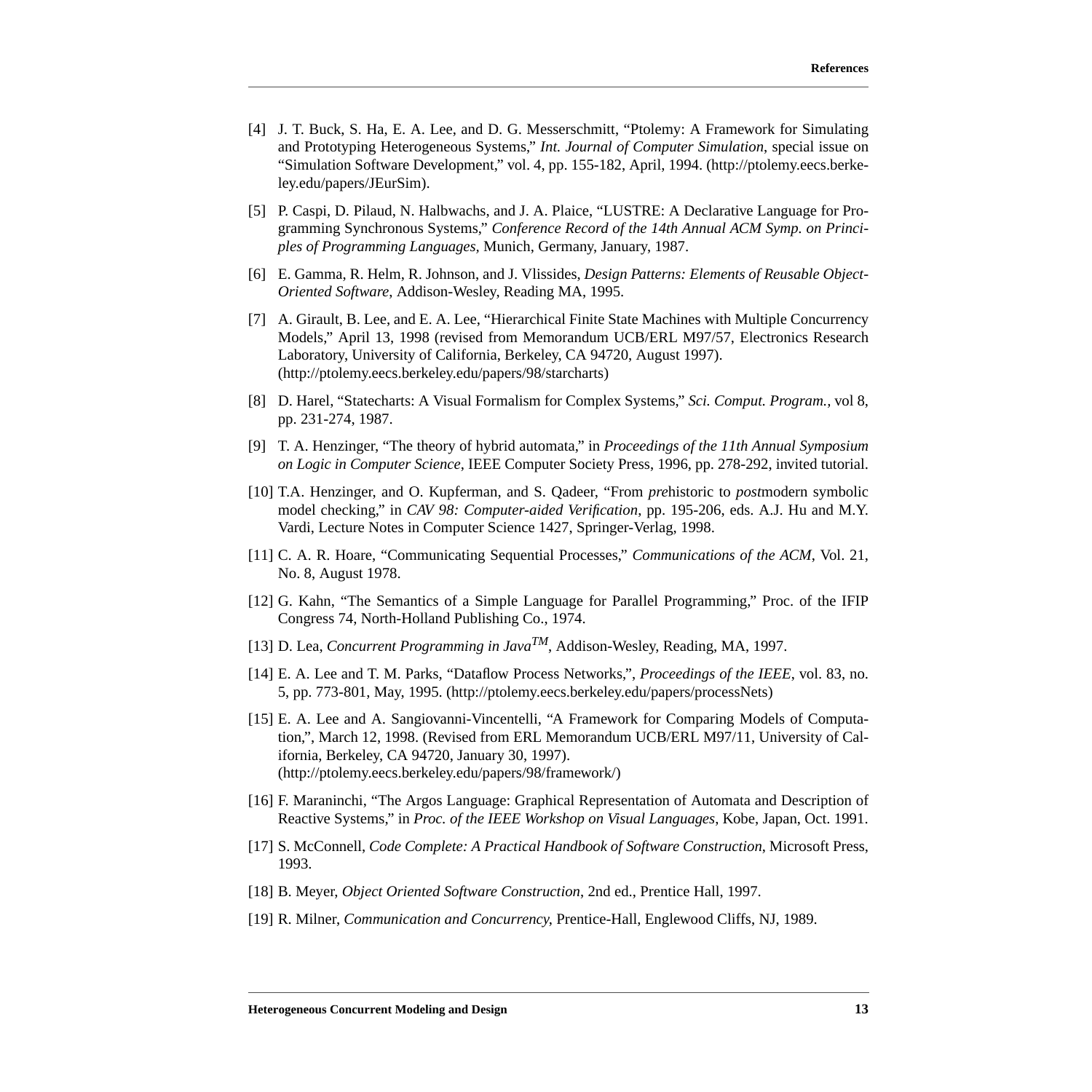[4] J. T. Buck, S. Ha, E. A. Lee, and D. G. Messerschmitt, "Ptolemy: A Framework for Simulating and Prototyping Heterogeneous Systems," *Int. Journal of Computer Simulation*, special issue on "Simulation Software Development," vol. 4, pp. 155-182, April, 1994. (http://ptolemy.eecs.berkeley.edu/papers/JEurSim).

[5] P. Caspi, D. Pilaud, N. Halbwachs, and J. A. Plaice, "LUSTRE: A Declarative Language for Programming Synchronous Systems," *Conference Record of the 14th Annual ACM Symp. on Principles of Programming Languages*, Munich, Germany, January, 1987.

[6] E. Gamma, R. Helm, R. Johnson, and J. Vlissides, *Design Patterns: Elements of Reusable Object-Oriented Software*, Addison-Wesley, Reading MA, 1995.

[7] A. Girault, B. Lee, and E. A. Lee, "Hierarchical Finite State Machines with Multiple Concurrency Models," April 13, 1998 (revised from Memorandum UCB/ERL M97/57, Electronics Research Laboratory, University of California, Berkeley, CA 94720, August 1997). (http://ptolemy.eecs.berkeley.edu/papers/98/starcharts)

[8] D. Harel, "Statecharts: A Visual Formalism for Complex Systems," *Sci. Comput. Program.*, vol 8, pp. 231-274, 1987.

[9] T. A. Henzinger, "The theory of hybrid automata," in *Proceedings of the 11th Annual Symposium on Logic in Computer Science*, IEEE Computer Society Press, 1996, pp. 278-292, invited tutorial.

[10] T.A. Henzinger, and O. Kupferman, and S. Qadeer, "From *pre*historic to *post*modern symbolic model checking," in *CAV 98: Computer-aided Verification*, pp. 195-206, eds. A.J. Hu and M.Y. Vardi, Lecture Notes in Computer Science 1427, Springer-Verlag, 1998.

[11] C. A. R. Hoare, "Communicating Sequential Processes," *Communications of the ACM*, Vol. 21, No. 8, August 1978.

[12] G. Kahn, "The Semantics of a Simple Language for Parallel Programming," Proc. of the IFIP Congress 74, North-Holland Publishing Co., 1974.

[13] D. Lea, *Concurrent Programming in Java™*, Addison-Wesley, Reading, MA, 1997.

[14] E. A. Lee and T. M. Parks, "Dataflow Process Networks,", *Proceedings of the IEEE*, vol. 83, no. 5, pp. 773-801, May, 1995. (http://ptolemy.eecs.berkeley.edu/papers/processNets)

[15] E. A. Lee and A. Sangiovanni-Vincentelli, "A Framework for Comparing Models of Computation,", March 12, 1998. (Revised from ERL Memorandum UCB/ERL M97/11, University of California, Berkeley, CA 94720, January 30, 1997). (http://ptolemy.eecs.berkeley.edu/papers/98/framework/)

[16] F. Maraninchi, "The Argos Language: Graphical Representation of Automata and Description of Reactive Systems," in *Proc. of the IEEE Workshop on Visual Languages*, Kobe, Japan, Oct. 1991.

[17] S. McConnell, *Code Complete: A Practical Handbook of Software Construction*, Microsoft Press, 1993.

[18] B. Meyer, *Object Oriented Software Construction*, 2nd ed., Prentice Hall, 1997.

[19] R. Milner, *Communication and Concurrency*, Prentice-Hall, Englewood Cliffs, NJ, 1989.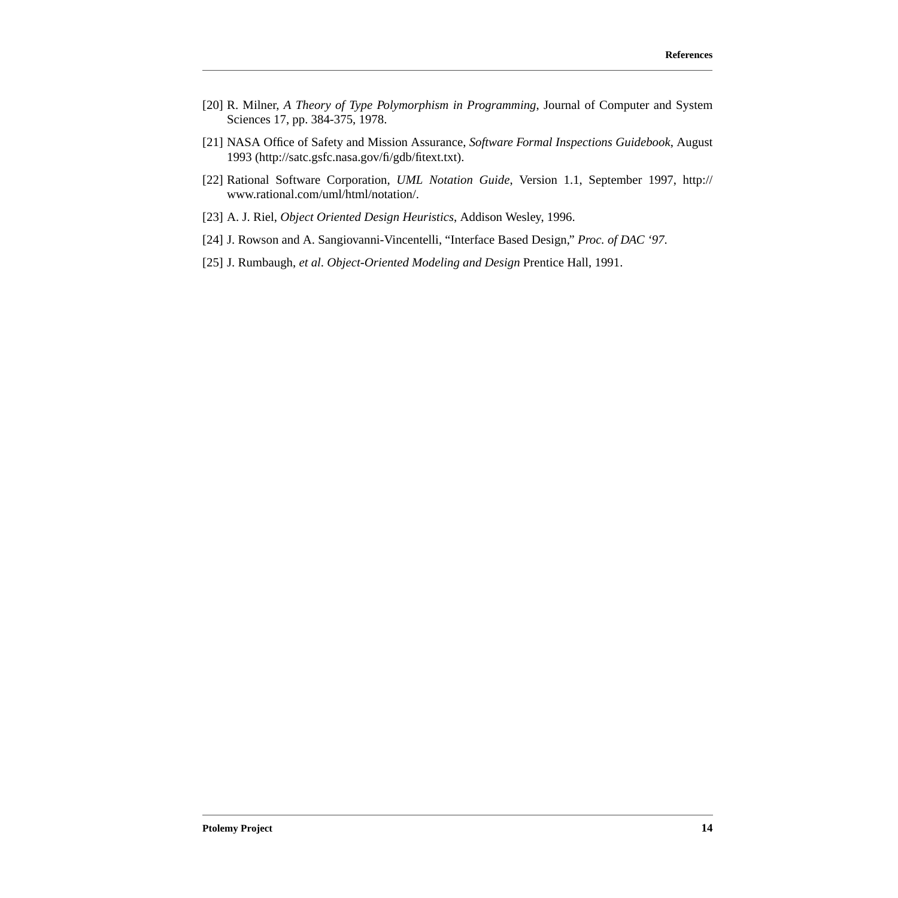[20] R. Milner, *A Theory of Type Polymorphism in Programming*, Journal of Computer and System Sciences 17, pp. 384-375, 1978.

[21] NASA Office of Safety and Mission Assurance, *Software Formal Inspections Guidebook*, August 1993 (http://satc.gsfc.nasa.gov/fi/gdb/fitext.txt).

[22] Rational Software Corporation, *UML Notation Guide*, Version 1.1, September 1997, http://www.rational.com/uml/html/notation/.

[23] A. J. Riel, *Object Oriented Design Heuristics*, Addison Wesley, 1996.

[24] J. Rowson and A. Sangiovanni-Vincentelli, "Interface Based Design," *Proc. of DAC '97*.

[25] J. Rumbaugh, *et al*. *Object-Oriented Modeling and Design* Prentice Hall, 1991.